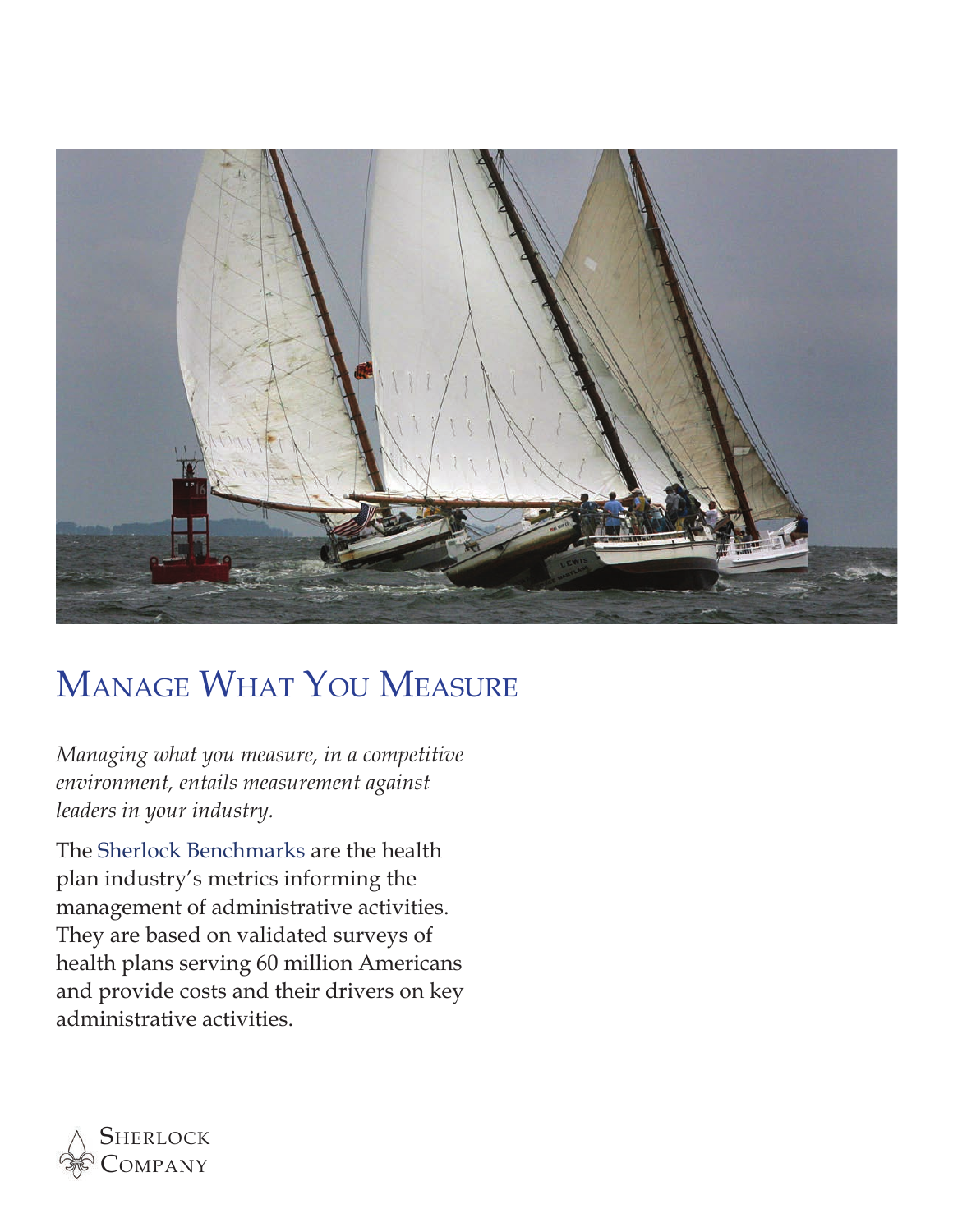# Manage What You Measure

*Managing what you measure, in a competitive environment, entails measurement against leaders in your industry.*

The Sherlock Benchmarks are the health plan industry's metrics informing the management of administrative activities. They are based on validated surveys of health plans serving 60 million Americans and provide costs and their drivers on key administrative activities.

Sherlock Company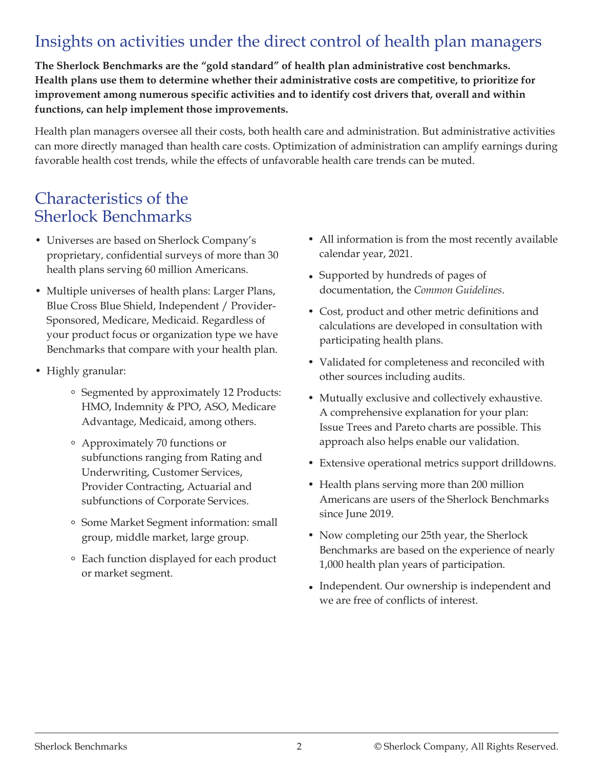## Insights on activities under the direct control of health plan managers

**The Sherlock Benchmarks are the "gold standard" of health plan administrative cost benchmarks. Health plans use them to determine whether their administrative costs are competitive, to prioritize for improvement among numerous specific activities and to identify cost drivers that, overall and within functions, can help implement those improvements.**

Health plan managers oversee all their costs, both health care and administration. But administrative activities can more directly managed than health care costs. Optimization of administration can amplify earnings during favorable health cost trends, while the effects of unfavorable health care trends can be muted.

## Characteristics of the Sherlock Benchmarks

- Universes are based on Sherlock Company's proprietary, confidential surveys of more than 30 health plans serving 60 million Americans.
- Multiple universes of health plans: Larger Plans, Blue Cross Blue Shield, Independent / Provider-Sponsored, Medicare, Medicaid. Regardless of your product focus or organization type we have Benchmarks that compare with your health plan.
- Highly granular:
    - Segmented by approximately 12 Products: HMO, Indemnity & PPO, ASO, Medicare Advantage, Medicaid, among others.
    - Approximately 70 functions or subfunctions ranging from Rating and Underwriting, Customer Services, Provider Contracting, Actuarial and subfunctions of Corporate Services.
    - Some Market Segment information: small group, middle market, large group.
    - Each function displayed for each product or market segment.
- All information is from the most recently available calendar year, 2021.
- Supported by hundreds of pages of documentation, the *Common Guidelines*.
- Cost, product and other metric definitions and calculations are developed in consultation with participating health plans.
- Validated for completeness and reconciled with other sources including audits.
- Mutually exclusive and collectively exhaustive. A comprehensive explanation for your plan: Issue Trees and Pareto charts are possible. This approach also helps enable our validation.
- Extensive operational metrics support drilldowns.
- Health plans serving more than 200 million Americans are users of the Sherlock Benchmarks since June 2019.
- Now completing our 25th year, the Sherlock Benchmarks are based on the experience of nearly 1,000 health plan years of participation.
- Independent. Our ownership is independent and we are free of conflicts of interest.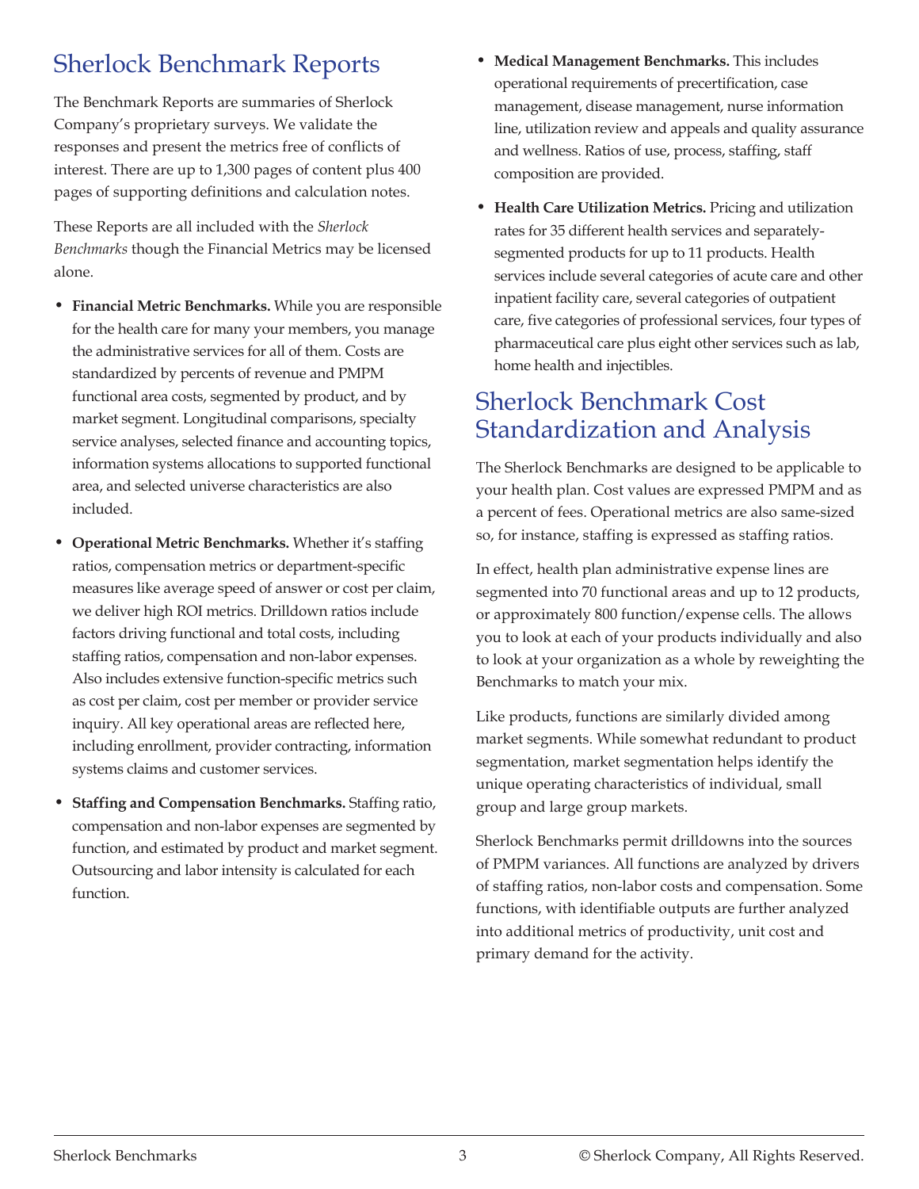## Sherlock Benchmark Reports

The Benchmark Reports are summaries of Sherlock Company's proprietary surveys. We validate the responses and present the metrics free of conflicts of interest. There are up to 1,300 pages of content plus 400 pages of supporting definitions and calculation notes.

These Reports are all included with the *Sherlock Benchmarks* though the Financial Metrics may be licensed alone.

- **Financial Metric Benchmarks.** While you are responsible for the health care for many your members, you manage the administrative services for all of them. Costs are standardized by percents of revenue and PMPM functional area costs, segmented by product, and by market segment. Longitudinal comparisons, specialty service analyses, selected finance and accounting topics, information systems allocations to supported functional area, and selected universe characteristics are also included.
- **Operational Metric Benchmarks.** Whether it's staffing ratios, compensation metrics or department-specific measures like average speed of answer or cost per claim, we deliver high ROI metrics. Drilldown ratios include factors driving functional and total costs, including staffing ratios, compensation and non-labor expenses. Also includes extensive function-specific metrics such as cost per claim, cost per member or provider service inquiry. All key operational areas are reflected here, including enrollment, provider contracting, information systems claims and customer services.
- **Staffing and Compensation Benchmarks.** Staffing ratio, compensation and non-labor expenses are segmented by function, and estimated by product and market segment. Outsourcing and labor intensity is calculated for each function.
- **Medical Management Benchmarks.** This includes operational requirements of precertification, case management, disease management, nurse information line, utilization review and appeals and quality assurance and wellness. Ratios of use, process, staffing, staff composition are provided.
- **Health Care Utilization Metrics.** Pricing and utilization rates for 35 different health services and separately-segmented products for up to 11 products. Health services include several categories of acute care and other inpatient facility care, several categories of outpatient care, five categories of professional services, four types of pharmaceutical care plus eight other services such as lab, home health and injectibles.

## Sherlock Benchmark Cost Standardization and Analysis

The Sherlock Benchmarks are designed to be applicable to your health plan. Cost values are expressed PMPM and as a percent of fees. Operational metrics are also same-sized so, for instance, staffing is expressed as staffing ratios.

In effect, health plan administrative expense lines are segmented into 70 functional areas and up to 12 products, or approximately 800 function/expense cells. The allows you to look at each of your products individually and also to look at your organization as a whole by reweighting the Benchmarks to match your mix.

Like products, functions are similarly divided among market segments. While somewhat redundant to product segmentation, market segmentation helps identify the unique operating characteristics of individual, small group and large group markets.

Sherlock Benchmarks permit drilldowns into the sources of PMPM variances. All functions are analyzed by drivers of staffing ratios, non-labor costs and compensation. Some functions, with identifiable outputs are further analyzed into additional metrics of productivity, unit cost and primary demand for the activity.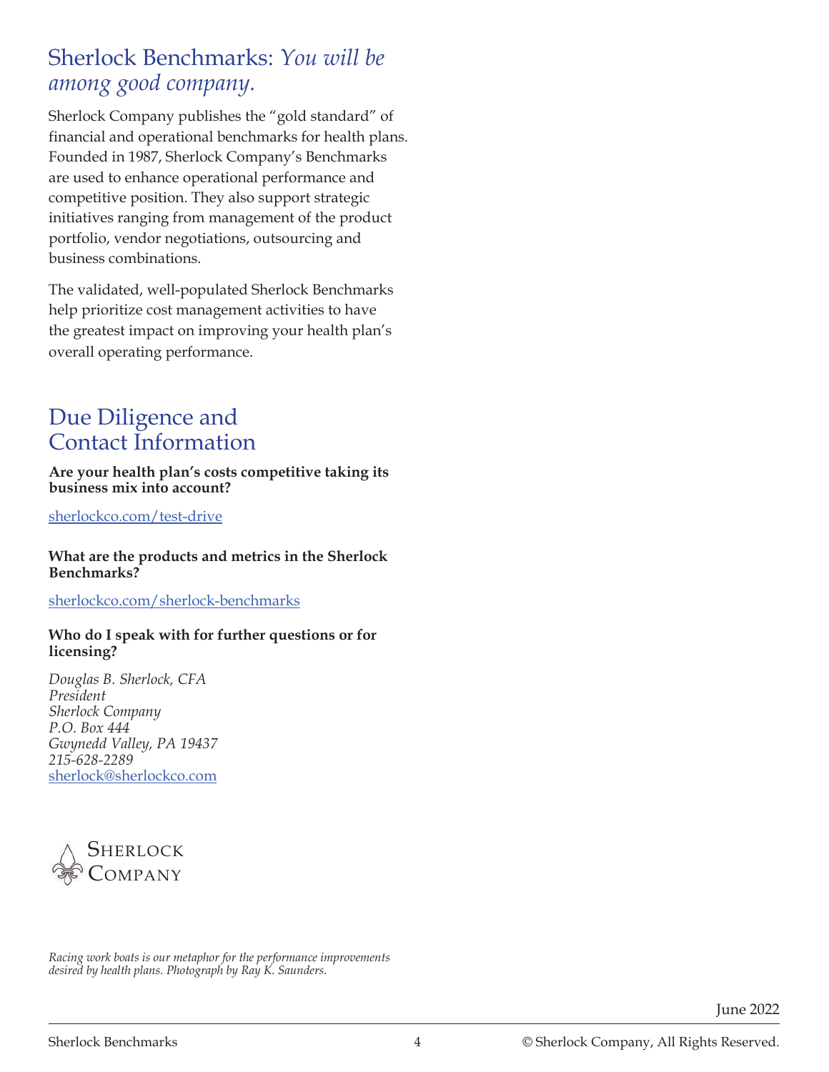## Sherlock Benchmarks: *You will be among good company.*

Sherlock Company publishes the "gold standard" of financial and operational benchmarks for health plans. Founded in 1987, Sherlock Company's Benchmarks are used to enhance operational performance and competitive position. They also support strategic initiatives ranging from management of the product portfolio, vendor negotiations, outsourcing and business combinations.

The validated, well-populated Sherlock Benchmarks help prioritize cost management activities to have the greatest impact on improving your health plan's overall operating performance.

## Due Diligence and Contact Information

**Are your health plan's costs competitive taking its business mix into account?**

sherlockco.com/test-drive

**What are the products and metrics in the Sherlock Benchmarks?**

sherlockco.com/sherlock-benchmarks

**Who do I speak with for further questions or for licensing?**

*Douglas B. Sherlock, CFA*
*President*
*Sherlock Company*
*P.O. Box 444*
*Gwynedd Valley, PA 19437*
*215-628-2289*
sherlock@sherlockco.com

Sherlock Company

*Racing work boats is our metaphor for the performance improvements desired by health plans. Photograph by Ray K. Saunders.*

June 2022

© Sherlock Company, All Rights Reserved.